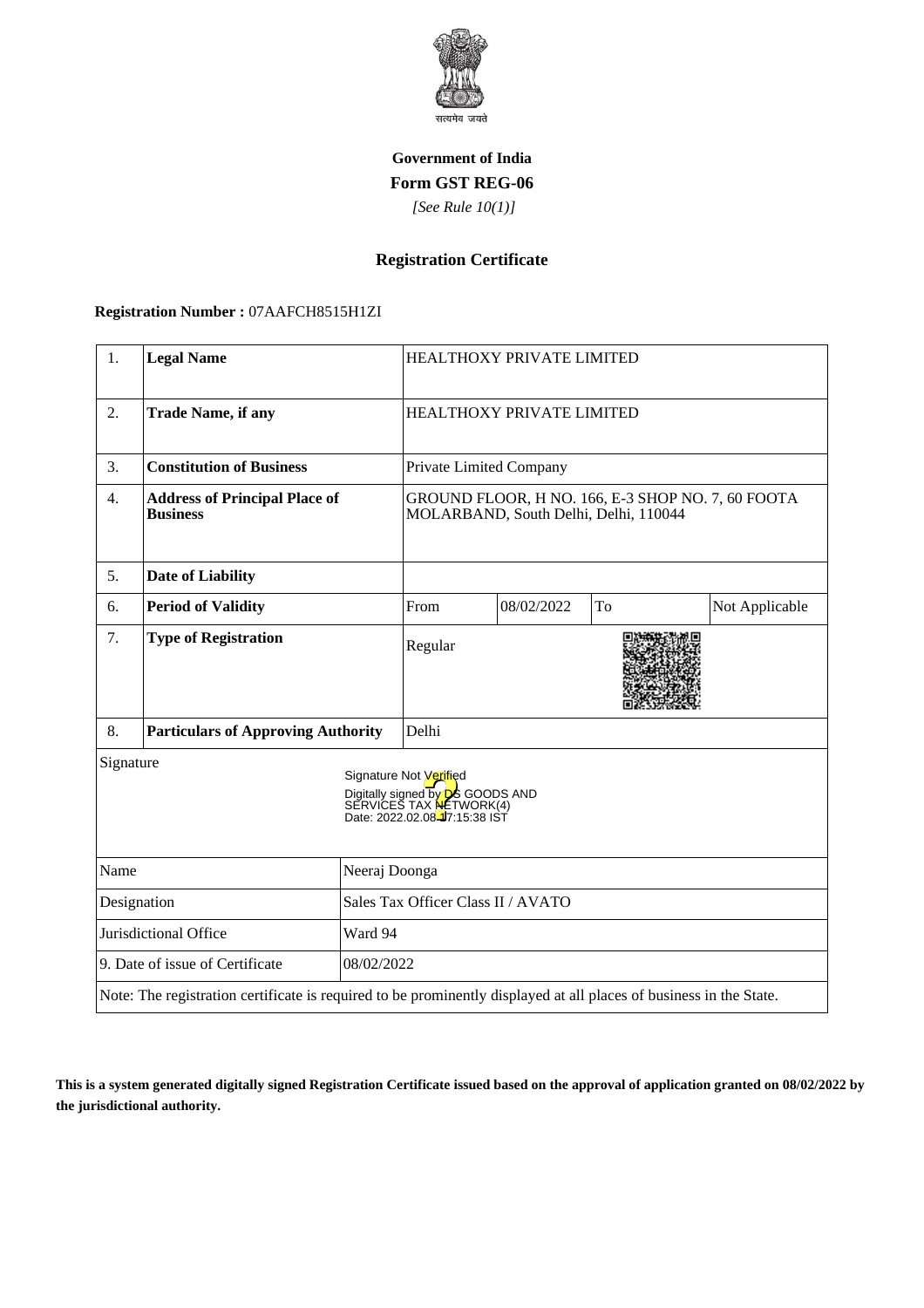Government of India

**Form GST REG-06**

*[See Rule 10(1)]*

## Registration Certificate

**Registration Number :** 07AAFCH8515H1ZI

| | | | | | |
|---|---|---|---|---|---|
| 1. | **Legal Name** | HEALTHOXY PRIVATE LIMITED | | | |
| 2. | **Trade Name, if any** | HEALTHOXY PRIVATE LIMITED | | | |
| 3. | **Constitution of Business** | Private Limited Company | | | |
| 4. | **Address of Principal Place of Business** | GROUND FLOOR, H NO. 166, E-3 SHOP NO. 7, 60 FOOTA MOLARBAND, South Delhi, Delhi, 110044 | | | |
| 5. | **Date of Liability** | | | | |
| 6. | **Period of Validity** | From | 08/02/2022 | To | Not Applicable |
| 7. | **Type of Registration** | Regular | | | |
| 8. | **Particulars of Approving Authority** | Delhi | | | |

Signature

Signature Not Verified
Digitally signed by DS GOODS AND SERVICES TAX NETWORK(4)
Date: 2022.02.08 17:15:38 IST

| | |
|---|---|
| Name | Neeraj Doonga |
| Designation | Sales Tax Officer Class II / AVATO |
| Jurisdictional Office | Ward 94 |
| 9. Date of issue of Certificate | 08/02/2022 |

Note: The registration certificate is required to be prominently displayed at all places of business in the State.

**This is a system generated digitally signed Registration Certificate issued based on the approval of application granted on 08/02/2022 by the jurisdictional authority.**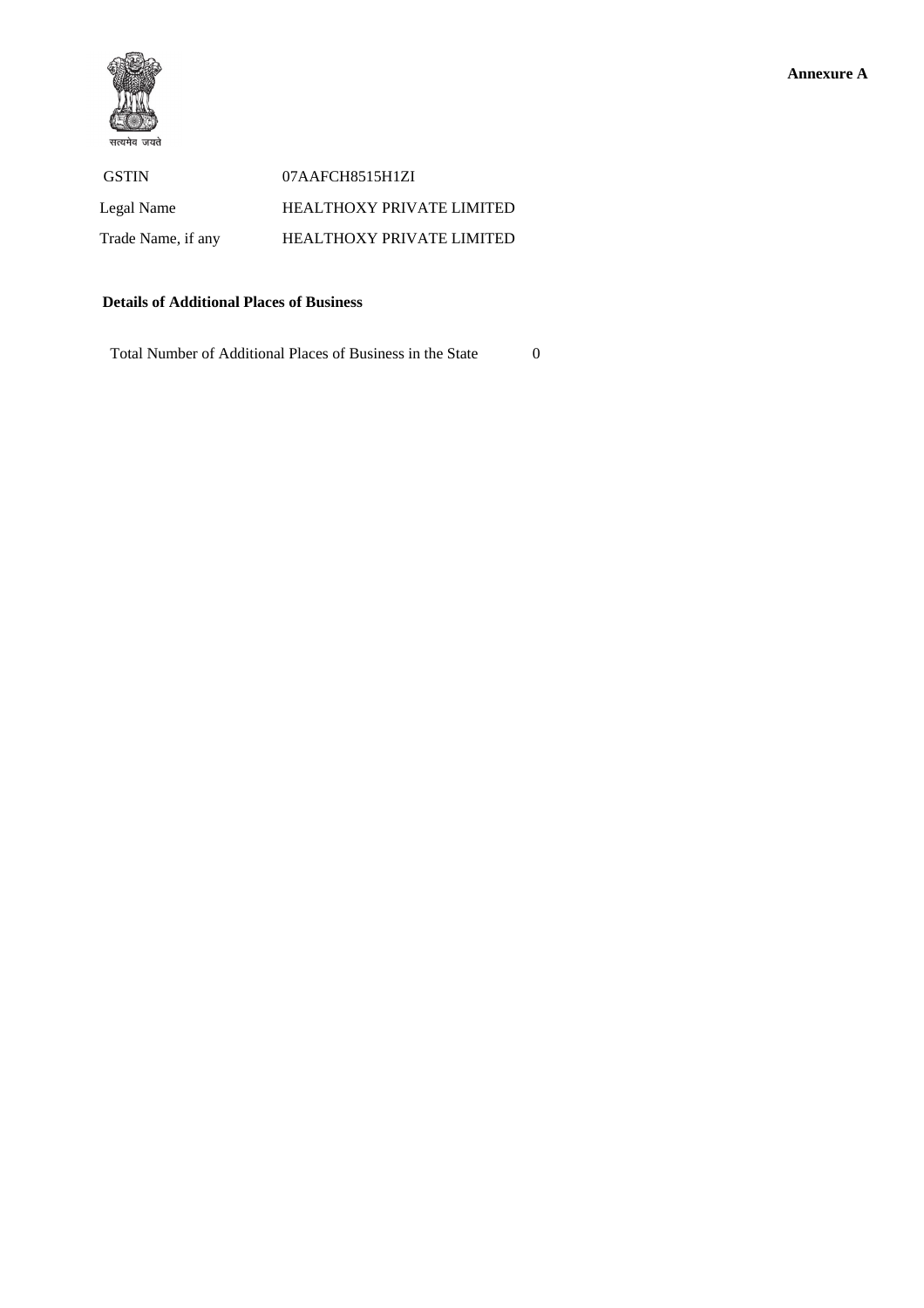सत्यमेव जयते

**Annexure A**

| | |
|---|---|
| GSTIN | 07AAFCH8515H1ZI |
| Legal Name | HEALTHOXY PRIVATE LIMITED |
| Trade Name, if any | HEALTHOXY PRIVATE LIMITED |

**Details of Additional Places of Business**

Total Number of Additional Places of Business in the State 0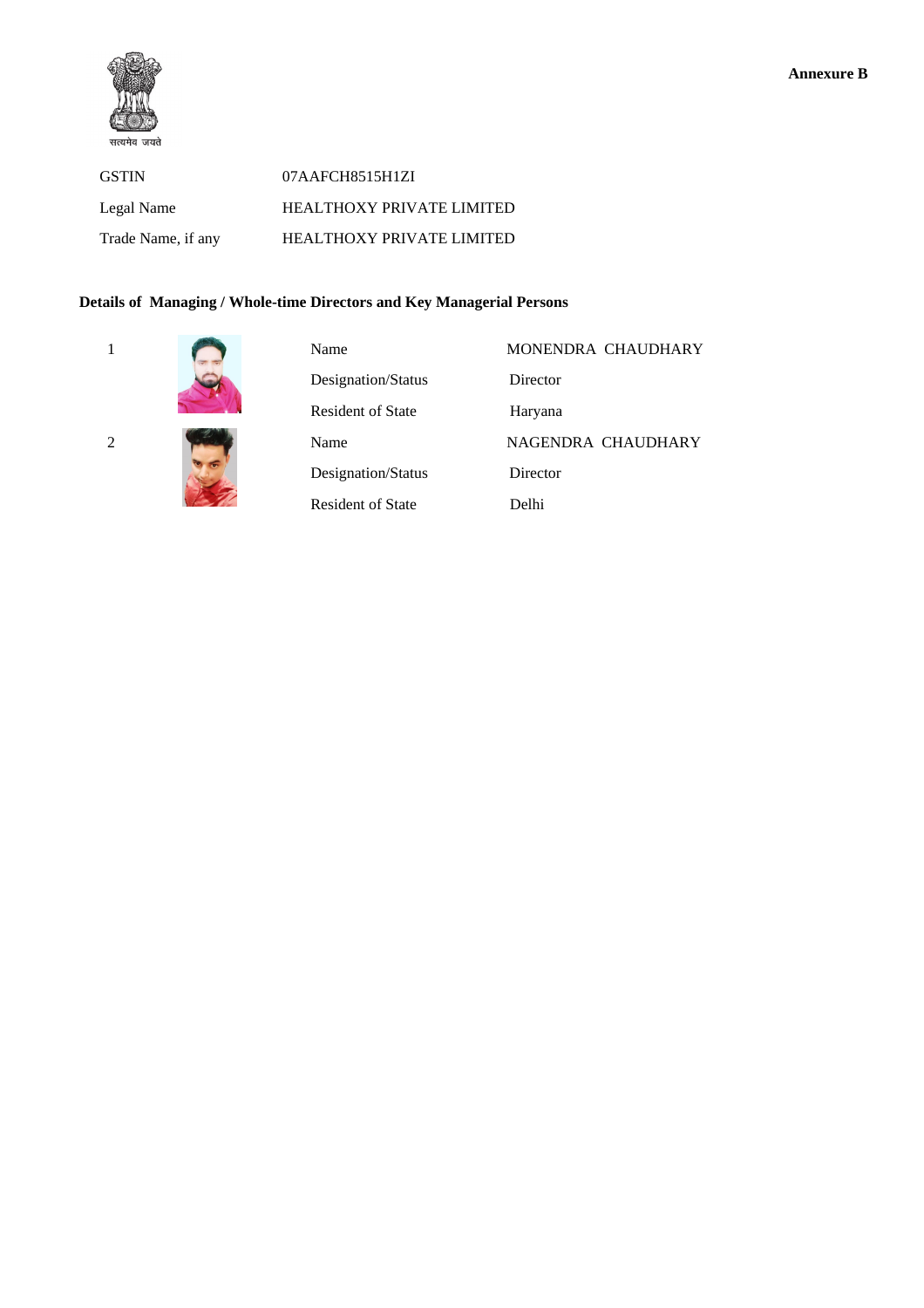**Annexure B**

| | |
|---|---|
| GSTIN | 07AAFCH8515H1ZI |
| Legal Name | HEALTHOXY PRIVATE LIMITED |
| Trade Name, if any | HEALTHOXY PRIVATE LIMITED |

**Details of Managing / Whole-time Directors and Key Managerial Persons**

| | | |
|---|---|---|
| 1 | Name | MONENDRA CHAUDHARY |
| | Designation/Status | Director |
| | Resident of State | Haryana |
| 2 | Name | NAGENDRA CHAUDHARY |
| | Designation/Status | Director |
| | Resident of State | Delhi |